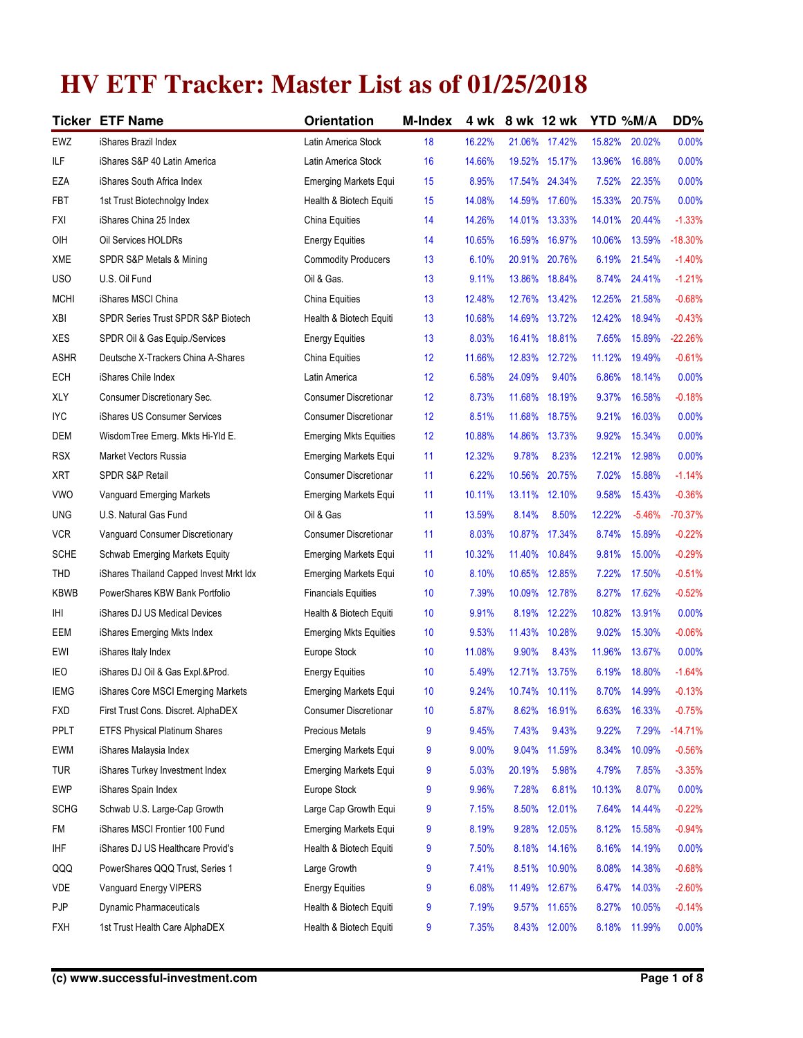# HV ETF Tracker: Master List as of 01/25/2018

| Ticker | ETF Name | Orientation | M-Index | 4 wk | 8 wk | 12 wk | YTD | %M/A | DD% |
|---|---|---|---|---|---|---|---|---|---|
| EWZ | iShares Brazil Index | Latin America Stock | 18 | 16.22% | 21.06% | 17.42% | 15.82% | 20.02% | 0.00% |
| ILF | iShares S&P 40 Latin America | Latin America Stock | 16 | 14.66% | 19.52% | 15.17% | 13.96% | 16.88% | 0.00% |
| EZA | iShares South Africa Index | Emerging Markets Equi | 15 | 8.95% | 17.54% | 24.34% | 7.52% | 22.35% | 0.00% |
| FBT | 1st Trust Biotechnolgy Index | Health & Biotech Equiti | 15 | 14.08% | 14.59% | 17.60% | 15.33% | 20.75% | 0.00% |
| FXI | iShares China 25 Index | China Equities | 14 | 14.26% | 14.01% | 13.33% | 14.01% | 20.44% | -1.33% |
| OIH | Oil Services HOLDRs | Energy Equities | 14 | 10.65% | 16.59% | 16.97% | 10.06% | 13.59% | -18.30% |
| XME | SPDR S&P Metals & Mining | Commodity Producers | 13 | 6.10% | 20.91% | 20.76% | 6.19% | 21.54% | -1.40% |
| USO | U.S. Oil Fund | Oil & Gas. | 13 | 9.11% | 13.86% | 18.84% | 8.74% | 24.41% | -1.21% |
| MCHI | iShares MSCI China | China Equities | 13 | 12.48% | 12.76% | 13.42% | 12.25% | 21.58% | -0.68% |
| XBI | SPDR Series Trust SPDR S&P Biotech | Health & Biotech Equiti | 13 | 10.68% | 14.69% | 13.72% | 12.42% | 18.94% | -0.43% |
| XES | SPDR Oil & Gas Equip./Services | Energy Equities | 13 | 8.03% | 16.41% | 18.81% | 7.65% | 15.89% | -22.26% |
| ASHR | Deutsche X-Trackers China A-Shares | China Equities | 12 | 11.66% | 12.83% | 12.72% | 11.12% | 19.49% | -0.61% |
| ECH | iShares Chile Index | Latin America | 12 | 6.58% | 24.09% | 9.40% | 6.86% | 18.14% | 0.00% |
| XLY | Consumer Discretionary Sec. | Consumer Discretionar | 12 | 8.73% | 11.68% | 18.19% | 9.37% | 16.58% | -0.18% |
| IYC | iShares US Consumer Services | Consumer Discretionar | 12 | 8.51% | 11.68% | 18.75% | 9.21% | 16.03% | 0.00% |
| DEM | WisdomTree Emerg. Mkts Hi-Yld E. | Emerging Mkts Equities | 12 | 10.88% | 14.86% | 13.73% | 9.92% | 15.34% | 0.00% |
| RSX | Market Vectors Russia | Emerging Markets Equi | 11 | 12.32% | 9.78% | 8.23% | 12.21% | 12.98% | 0.00% |
| XRT | SPDR S&P Retail | Consumer Discretionar | 11 | 6.22% | 10.56% | 20.75% | 7.02% | 15.88% | -1.14% |
| VWO | Vanguard Emerging Markets | Emerging Markets Equi | 11 | 10.11% | 13.11% | 12.10% | 9.58% | 15.43% | -0.36% |
| UNG | U.S. Natural Gas Fund | Oil & Gas | 11 | 13.59% | 8.14% | 8.50% | 12.22% | -5.46% | -70.37% |
| VCR | Vanguard Consumer Discretionary | Consumer Discretionar | 11 | 8.03% | 10.87% | 17.34% | 8.74% | 15.89% | -0.22% |
| SCHE | Schwab Emerging Markets Equity | Emerging Markets Equi | 11 | 10.32% | 11.40% | 10.84% | 9.81% | 15.00% | -0.29% |
| THD | iShares Thailand Capped Invest Mrkt Idx | Emerging Markets Equi | 10 | 8.10% | 10.65% | 12.85% | 7.22% | 17.50% | -0.51% |
| KBWB | PowerShares KBW Bank Portfolio | Financials Equities | 10 | 7.39% | 10.09% | 12.78% | 8.27% | 17.62% | -0.52% |
| IHI | iShares DJ US Medical Devices | Health & Biotech Equiti | 10 | 9.91% | 8.19% | 12.22% | 10.82% | 13.91% | 0.00% |
| EEM | iShares Emerging Mkts Index | Emerging Mkts Equities | 10 | 9.53% | 11.43% | 10.28% | 9.02% | 15.30% | -0.06% |
| EWI | iShares Italy Index | Europe Stock | 10 | 11.08% | 9.90% | 8.43% | 11.96% | 13.67% | 0.00% |
| IEO | iShares DJ Oil & Gas Expl.&Prod. | Energy Equities | 10 | 5.49% | 12.71% | 13.75% | 6.19% | 18.80% | -1.64% |
| IEMG | iShares Core MSCI Emerging Markets | Emerging Markets Equi | 10 | 9.24% | 10.74% | 10.11% | 8.70% | 14.99% | -0.13% |
| FXD | First Trust Cons. Discret. AlphaDEX | Consumer Discretionar | 10 | 5.87% | 8.62% | 16.91% | 6.63% | 16.33% | -0.75% |
| PPLT | ETFS Physical Platinum Shares | Precious Metals | 9 | 9.45% | 7.43% | 9.43% | 9.22% | 7.29% | -14.71% |
| EWM | iShares Malaysia Index | Emerging Markets Equi | 9 | 9.00% | 9.04% | 11.59% | 8.34% | 10.09% | -0.56% |
| TUR | iShares Turkey Investment Index | Emerging Markets Equi | 9 | 5.03% | 20.19% | 5.98% | 4.79% | 7.85% | -3.35% |
| EWP | iShares Spain Index | Europe Stock | 9 | 9.96% | 7.28% | 6.81% | 10.13% | 8.07% | 0.00% |
| SCHG | Schwab U.S. Large-Cap Growth | Large Cap Growth Equi | 9 | 7.15% | 8.50% | 12.01% | 7.64% | 14.44% | -0.22% |
| FM | iShares MSCI Frontier 100 Fund | Emerging Markets Equi | 9 | 8.19% | 9.28% | 12.05% | 8.12% | 15.58% | -0.94% |
| IHF | iShares DJ US Healthcare Provid's | Health & Biotech Equiti | 9 | 7.50% | 8.18% | 14.16% | 8.16% | 14.19% | 0.00% |
| QQQ | PowerShares QQQ Trust, Series 1 | Large Growth | 9 | 7.41% | 8.51% | 10.90% | 8.08% | 14.38% | -0.68% |
| VDE | Vanguard Energy VIPERS | Energy Equities | 9 | 6.08% | 11.49% | 12.67% | 6.47% | 14.03% | -2.60% |
| PJP | Dynamic Pharmaceuticals | Health & Biotech Equiti | 9 | 7.19% | 9.57% | 11.65% | 8.27% | 10.05% | -0.14% |
| FXH | 1st Trust Health Care AlphaDEX | Health & Biotech Equiti | 9 | 7.35% | 8.43% | 12.00% | 8.18% | 11.99% | 0.00% |

(c) www.successful-investment.com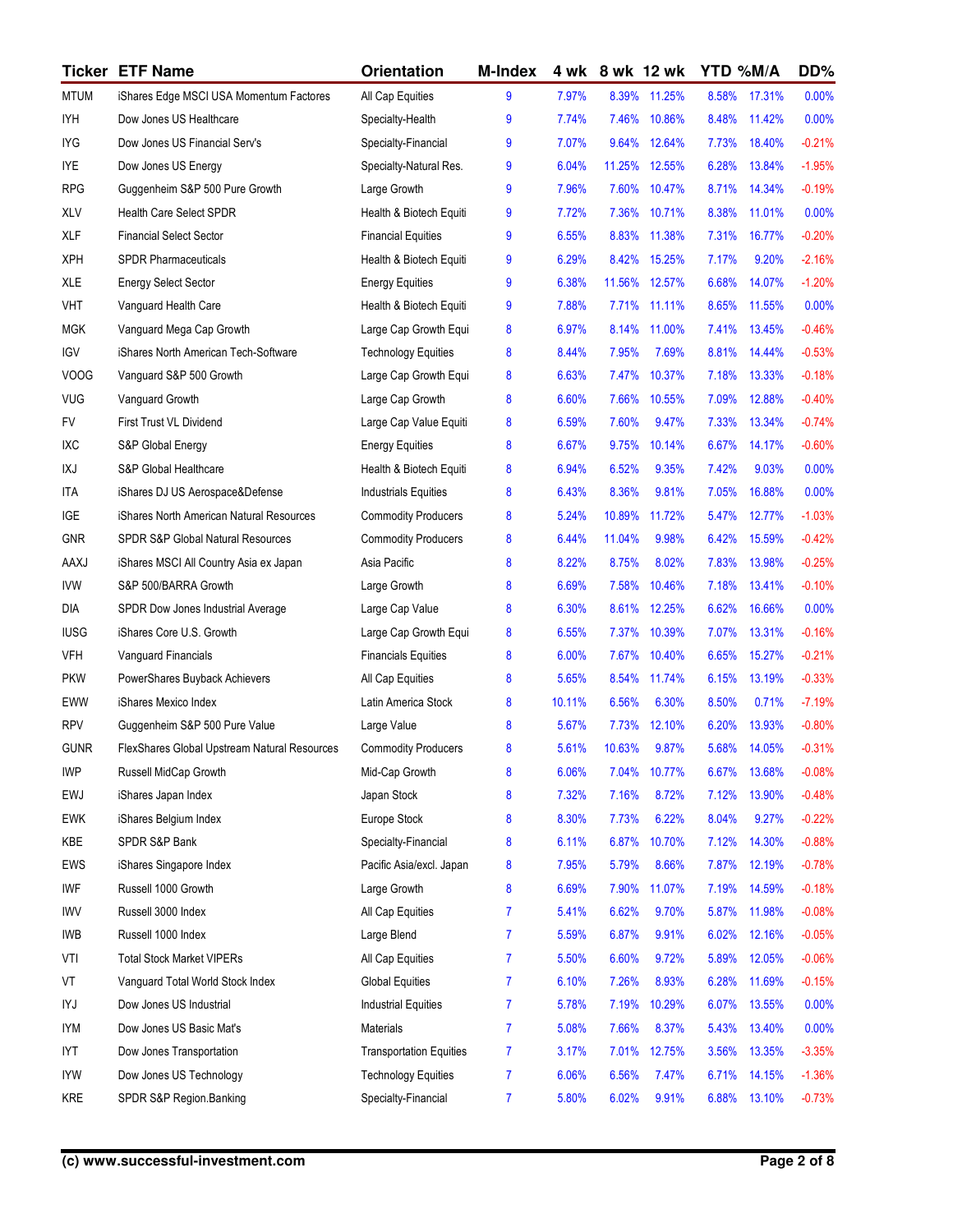| Ticker | ETF Name | Orientation | M-Index | 4 wk | 8 wk | 12 wk | YTD | %M/A | DD% |
|---|---|---|---|---|---|---|---|---|---|
| MTUM | iShares Edge MSCI USA Momentum Factores | All Cap Equities | 9 | 7.97% | 8.39% | 11.25% | 8.58% | 17.31% | 0.00% |
| IYH | Dow Jones US Healthcare | Specialty-Health | 9 | 7.74% | 7.46% | 10.86% | 8.48% | 11.42% | 0.00% |
| IYG | Dow Jones US Financial Serv's | Specialty-Financial | 9 | 7.07% | 9.64% | 12.64% | 7.73% | 18.40% | -0.21% |
| IYE | Dow Jones US Energy | Specialty-Natural Res. | 9 | 6.04% | 11.25% | 12.55% | 6.28% | 13.84% | -1.95% |
| RPG | Guggenheim S&P 500 Pure Growth | Large Growth | 9 | 7.96% | 7.60% | 10.47% | 8.71% | 14.34% | -0.19% |
| XLV | Health Care Select SPDR | Health & Biotech Equiti | 9 | 7.72% | 7.36% | 10.71% | 8.38% | 11.01% | 0.00% |
| XLF | Financial Select Sector | Financial Equities | 9 | 6.55% | 8.83% | 11.38% | 7.31% | 16.77% | -0.20% |
| XPH | SPDR Pharmaceuticals | Health & Biotech Equiti | 9 | 6.29% | 8.42% | 15.25% | 7.17% | 9.20% | -2.16% |
| XLE | Energy Select Sector | Energy Equities | 9 | 6.38% | 11.56% | 12.57% | 6.68% | 14.07% | -1.20% |
| VHT | Vanguard Health Care | Health & Biotech Equiti | 9 | 7.88% | 7.71% | 11.11% | 8.65% | 11.55% | 0.00% |
| MGK | Vanguard Mega Cap Growth | Large Cap Growth Equi | 8 | 6.97% | 8.14% | 11.00% | 7.41% | 13.45% | -0.46% |
| IGV | iShares North American Tech-Software | Technology Equities | 8 | 8.44% | 7.95% | 7.69% | 8.81% | 14.44% | -0.53% |
| VOOG | Vanguard S&P 500 Growth | Large Cap Growth Equi | 8 | 6.63% | 7.47% | 10.37% | 7.18% | 13.33% | -0.18% |
| VUG | Vanguard Growth | Large Cap Growth | 8 | 6.60% | 7.66% | 10.55% | 7.09% | 12.88% | -0.40% |
| FV | First Trust VL Dividend | Large Cap Value Equiti | 8 | 6.59% | 7.60% | 9.47% | 7.33% | 13.34% | -0.74% |
| IXC | S&P Global Energy | Energy Equities | 8 | 6.67% | 9.75% | 10.14% | 6.67% | 14.17% | -0.60% |
| IXJ | S&P Global Healthcare | Health & Biotech Equiti | 8 | 6.94% | 6.52% | 9.35% | 7.42% | 9.03% | 0.00% |
| ITA | iShares DJ US Aerospace&Defense | Industrials Equities | 8 | 6.43% | 8.36% | 9.81% | 7.05% | 16.88% | 0.00% |
| IGE | iShares North American Natural Resources | Commodity Producers | 8 | 5.24% | 10.89% | 11.72% | 5.47% | 12.77% | -1.03% |
| GNR | SPDR S&P Global Natural Resources | Commodity Producers | 8 | 6.44% | 11.04% | 9.98% | 6.42% | 15.59% | -0.42% |
| AAXJ | iShares MSCI All Country Asia ex Japan | Asia Pacific | 8 | 8.22% | 8.75% | 8.02% | 7.83% | 13.98% | -0.25% |
| IVW | S&P 500/BARRA Growth | Large Growth | 8 | 6.69% | 7.58% | 10.46% | 7.18% | 13.41% | -0.10% |
| DIA | SPDR Dow Jones Industrial Average | Large Cap Value | 8 | 6.30% | 8.61% | 12.25% | 6.62% | 16.66% | 0.00% |
| IUSG | iShares Core U.S. Growth | Large Cap Growth Equi | 8 | 6.55% | 7.37% | 10.39% | 7.07% | 13.31% | -0.16% |
| VFH | Vanguard Financials | Financials Equities | 8 | 6.00% | 7.67% | 10.40% | 6.65% | 15.27% | -0.21% |
| PKW | PowerShares Buyback Achievers | All Cap Equities | 8 | 5.65% | 8.54% | 11.74% | 6.15% | 13.19% | -0.33% |
| EWW | iShares Mexico Index | Latin America Stock | 8 | 10.11% | 6.56% | 6.30% | 8.50% | 0.71% | -7.19% |
| RPV | Guggenheim S&P 500 Pure Value | Large Value | 8 | 5.67% | 7.73% | 12.10% | 6.20% | 13.93% | -0.80% |
| GUNR | FlexShares Global Upstream Natural Resources | Commodity Producers | 8 | 5.61% | 10.63% | 9.87% | 5.68% | 14.05% | -0.31% |
| IWP | Russell MidCap Growth | Mid-Cap Growth | 8 | 6.06% | 7.04% | 10.77% | 6.67% | 13.68% | -0.08% |
| EWJ | iShares Japan Index | Japan Stock | 8 | 7.32% | 7.16% | 8.72% | 7.12% | 13.90% | -0.48% |
| EWK | iShares Belgium Index | Europe Stock | 8 | 8.30% | 7.73% | 6.22% | 8.04% | 9.27% | -0.22% |
| KBE | SPDR S&P Bank | Specialty-Financial | 8 | 6.11% | 6.87% | 10.70% | 7.12% | 14.30% | -0.88% |
| EWS | iShares Singapore Index | Pacific Asia/excl. Japan | 8 | 7.95% | 5.79% | 8.66% | 7.87% | 12.19% | -0.78% |
| IWF | Russell 1000 Growth | Large Growth | 8 | 6.69% | 7.90% | 11.07% | 7.19% | 14.59% | -0.18% |
| IWV | Russell 3000 Index | All Cap Equities | 7 | 5.41% | 6.62% | 9.70% | 5.87% | 11.98% | -0.08% |
| IWB | Russell 1000 Index | Large Blend | 7 | 5.59% | 6.87% | 9.91% | 6.02% | 12.16% | -0.05% |
| VTI | Total Stock Market VIPERs | All Cap Equities | 7 | 5.50% | 6.60% | 9.72% | 5.89% | 12.05% | -0.06% |
| VT | Vanguard Total World Stock Index | Global Equities | 7 | 6.10% | 7.26% | 8.93% | 6.28% | 11.69% | -0.15% |
| IYJ | Dow Jones US Industrial | Industrial Equities | 7 | 5.78% | 7.19% | 10.29% | 6.07% | 13.55% | 0.00% |
| IYM | Dow Jones US Basic Mat's | Materials | 7 | 5.08% | 7.66% | 8.37% | 5.43% | 13.40% | 0.00% |
| IYT | Dow Jones Transportation | Transportation Equities | 7 | 3.17% | 7.01% | 12.75% | 3.56% | 13.35% | -3.35% |
| IYW | Dow Jones US Technology | Technology Equities | 7 | 6.06% | 6.56% | 7.47% | 6.71% | 14.15% | -1.36% |
| KRE | SPDR S&P Region.Banking | Specialty-Financial | 7 | 5.80% | 6.02% | 9.91% | 6.88% | 13.10% | -0.73% |

**(c) www.successful-investment.com**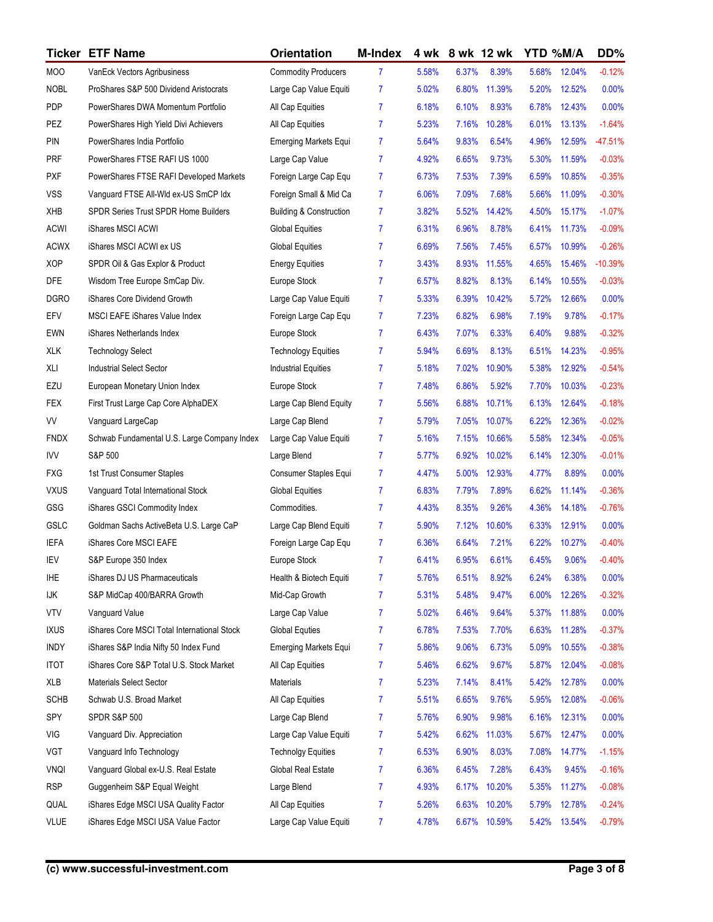| Ticker | ETF Name | Orientation | M-Index | 4 wk | 8 wk | 12 wk | YTD | %M/A | DD% |
|---|---|---|---|---|---|---|---|---|---|
| MOO | VanEck Vectors Agribusiness | Commodity Producers | 7 | 5.58% | 6.37% | 8.39% | 5.68% | 12.04% | -0.12% |
| NOBL | ProShares S&P 500 Dividend Aristocrats | Large Cap Value Equiti | 7 | 5.02% | 6.80% | 11.39% | 5.20% | 12.52% | 0.00% |
| PDP | PowerShares DWA Momentum Portfolio | All Cap Equities | 7 | 6.18% | 6.10% | 8.93% | 6.78% | 12.43% | 0.00% |
| PEZ | PowerShares High Yield Divi Achievers | All Cap Equities | 7 | 5.23% | 7.16% | 10.28% | 6.01% | 13.13% | -1.64% |
| PIN | PowerShares India Portfolio | Emerging Markets Equi | 7 | 5.64% | 9.83% | 6.54% | 4.96% | 12.59% | -47.51% |
| PRF | PowerShares FTSE RAFI US 1000 | Large Cap Value | 7 | 4.92% | 6.65% | 9.73% | 5.30% | 11.59% | -0.03% |
| PXF | PowerShares FTSE RAFI Developed Markets | Foreign Large Cap Equ | 7 | 6.73% | 7.53% | 7.39% | 6.59% | 10.85% | -0.35% |
| VSS | Vanguard FTSE All-Wld ex-US SmCP Idx | Foreign Small & Mid Ca | 7 | 6.06% | 7.09% | 7.68% | 5.66% | 11.09% | -0.30% |
| XHB | SPDR Series Trust SPDR Home Builders | Building & Construction | 7 | 3.82% | 5.52% | 14.42% | 4.50% | 15.17% | -1.07% |
| ACWI | iShares MSCI ACWI | Global Equities | 7 | 6.31% | 6.96% | 8.78% | 6.41% | 11.73% | -0.09% |
| ACWX | iShares MSCI ACWI ex US | Global Equities | 7 | 6.69% | 7.56% | 7.45% | 6.57% | 10.99% | -0.26% |
| XOP | SPDR Oil & Gas Explor & Product | Energy Equities | 7 | 3.43% | 8.93% | 11.55% | 4.65% | 15.46% | -10.39% |
| DFE | Wisdom Tree Europe SmCap Div. | Europe Stock | 7 | 6.57% | 8.82% | 8.13% | 6.14% | 10.55% | -0.03% |
| DGRO | iShares Core Dividend Growth | Large Cap Value Equiti | 7 | 5.33% | 6.39% | 10.42% | 5.72% | 12.66% | 0.00% |
| EFV | MSCI EAFE iShares Value Index | Foreign Large Cap Equ | 7 | 7.23% | 6.82% | 6.98% | 7.19% | 9.78% | -0.17% |
| EWN | iShares Netherlands Index | Europe Stock | 7 | 6.43% | 7.07% | 6.33% | 6.40% | 9.88% | -0.32% |
| XLK | Technology Select | Technology Equities | 7 | 5.94% | 6.69% | 8.13% | 6.51% | 14.23% | -0.95% |
| XLI | Industrial Select Sector | Industrial Equities | 7 | 5.18% | 7.02% | 10.90% | 5.38% | 12.92% | -0.54% |
| EZU | European Monetary Union Index | Europe Stock | 7 | 7.48% | 6.86% | 5.92% | 7.70% | 10.03% | -0.23% |
| FEX | First Trust Large Cap Core AlphaDEX | Large Cap Blend Equity | 7 | 5.56% | 6.88% | 10.71% | 6.13% | 12.64% | -0.18% |
| VV | Vanguard LargeCap | Large Cap Blend | 7 | 5.79% | 7.05% | 10.07% | 6.22% | 12.36% | -0.02% |
| FNDX | Schwab Fundamental U.S. Large Company Index | Large Cap Value Equiti | 7 | 5.16% | 7.15% | 10.66% | 5.58% | 12.34% | -0.05% |
| IVV | S&P 500 | Large Blend | 7 | 5.77% | 6.92% | 10.02% | 6.14% | 12.30% | -0.01% |
| FXG | 1st Trust Consumer Staples | Consumer Staples Equi | 7 | 4.47% | 5.00% | 12.93% | 4.77% | 8.89% | 0.00% |
| VXUS | Vanguard Total International Stock | Global Equities | 7 | 6.83% | 7.79% | 7.89% | 6.62% | 11.14% | -0.36% |
| GSG | iShares GSCI Commodity Index | Commodities. | 7 | 4.43% | 8.35% | 9.26% | 4.36% | 14.18% | -0.76% |
| GSLC | Goldman Sachs ActiveBeta U.S. Large CaP | Large Cap Blend Equiti | 7 | 5.90% | 7.12% | 10.60% | 6.33% | 12.91% | 0.00% |
| IEFA | iShares Core MSCI EAFE | Foreign Large Cap Equ | 7 | 6.36% | 6.64% | 7.21% | 6.22% | 10.27% | -0.40% |
| IEV | S&P Europe 350 Index | Europe Stock | 7 | 6.41% | 6.95% | 6.61% | 6.45% | 9.06% | -0.40% |
| IHE | iShares DJ US Pharmaceuticals | Health & Biotech Equiti | 7 | 5.76% | 6.51% | 8.92% | 6.24% | 6.38% | 0.00% |
| IJK | S&P MidCap 400/BARRA Growth | Mid-Cap Growth | 7 | 5.31% | 5.48% | 9.47% | 6.00% | 12.26% | -0.32% |
| VTV | Vanguard Value | Large Cap Value | 7 | 5.02% | 6.46% | 9.64% | 5.37% | 11.88% | 0.00% |
| IXUS | iShares Core MSCI Total International Stock | Global Equties | 7 | 6.78% | 7.53% | 7.70% | 6.63% | 11.28% | -0.37% |
| INDY | iShares S&P India Nifty 50 Index Fund | Emerging Markets Equi | 7 | 5.86% | 9.06% | 6.73% | 5.09% | 10.55% | -0.38% |
| ITOT | iShares Core S&P Total U.S. Stock Market | All Cap Equities | 7 | 5.46% | 6.62% | 9.67% | 5.87% | 12.04% | -0.08% |
| XLB | Materials Select Sector | Materials | 7 | 5.23% | 7.14% | 8.41% | 5.42% | 12.78% | 0.00% |
| SCHB | Schwab U.S. Broad Market | All Cap Equities | 7 | 5.51% | 6.65% | 9.76% | 5.95% | 12.08% | -0.06% |
| SPY | SPDR S&P 500 | Large Cap Blend | 7 | 5.76% | 6.90% | 9.98% | 6.16% | 12.31% | 0.00% |
| VIG | Vanguard Div. Appreciation | Large Cap Value Equiti | 7 | 5.42% | 6.62% | 11.03% | 5.67% | 12.47% | 0.00% |
| VGT | Vanguard Info Technology | Technolgy Equities | 7 | 6.53% | 6.90% | 8.03% | 7.08% | 14.77% | -1.15% |
| VNQI | Vanguard Global ex-U.S. Real Estate | Global Real Estate | 7 | 6.36% | 6.45% | 7.28% | 6.43% | 9.45% | -0.16% |
| RSP | Guggenheim S&P Equal Weight | Large Blend | 7 | 4.93% | 6.17% | 10.20% | 5.35% | 11.27% | -0.08% |
| QUAL | iShares Edge MSCI USA Quality Factor | All Cap Equities | 7 | 5.26% | 6.63% | 10.20% | 5.79% | 12.78% | -0.24% |
| VLUE | iShares Edge MSCI USA Value Factor | Large Cap Value Equiti | 7 | 4.78% | 6.67% | 10.59% | 5.42% | 13.54% | -0.79% |

**(c) www.successful-investment.com**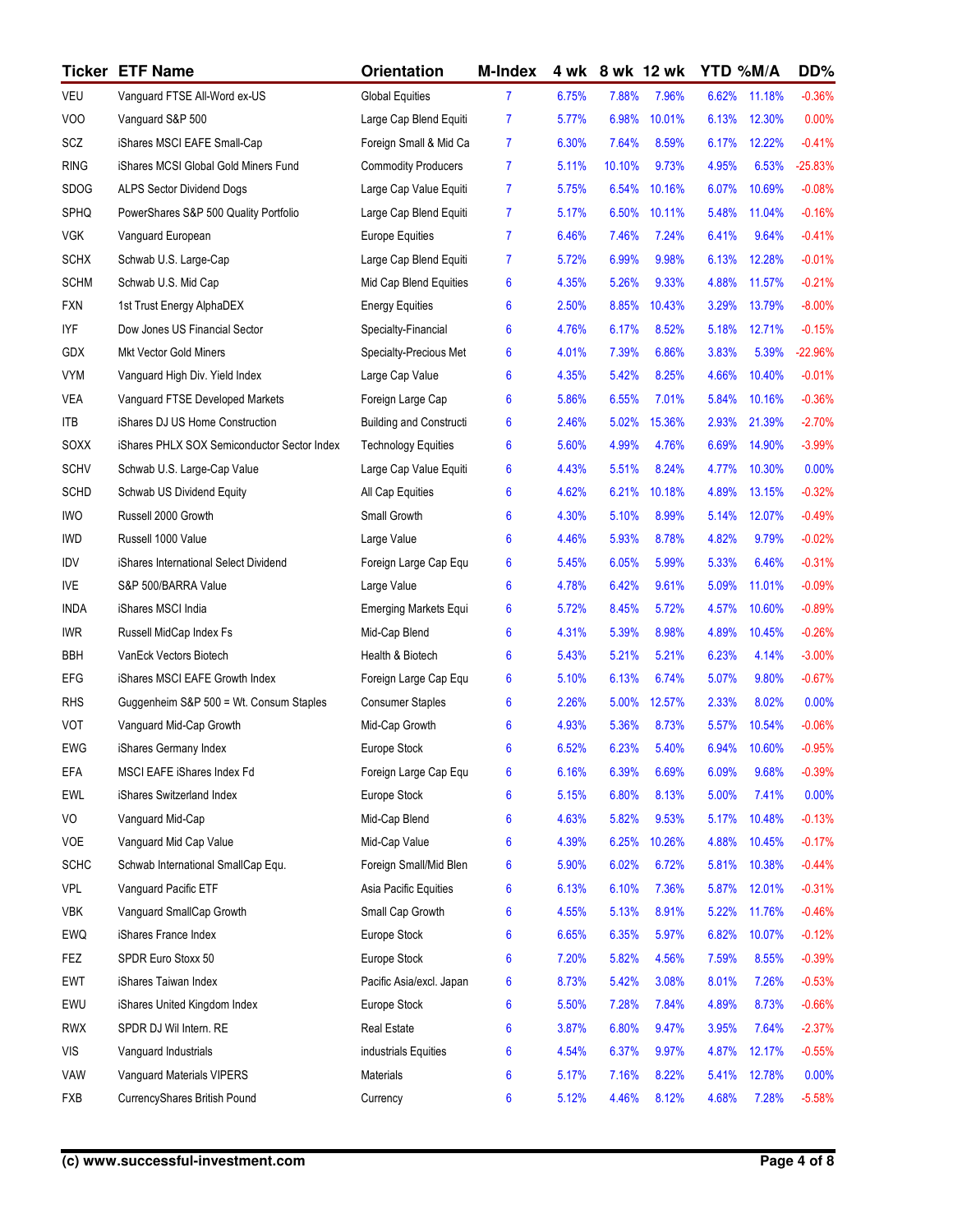| Ticker | ETF Name | Orientation | M-Index | 4 wk | 8 wk | 12 wk | YTD | %M/A | DD% |
|---|---|---|---|---|---|---|---|---|---|
| VEU | Vanguard FTSE All-Word ex-US | Global Equities | 7 | 6.75% | 7.88% | 7.96% | 6.62% | 11.18% | -0.36% |
| VOO | Vanguard S&P 500 | Large Cap Blend Equiti | 7 | 5.77% | 6.98% | 10.01% | 6.13% | 12.30% | 0.00% |
| SCZ | iShares MSCI EAFE Small-Cap | Foreign Small & Mid Ca | 7 | 6.30% | 7.64% | 8.59% | 6.17% | 12.22% | -0.41% |
| RING | iShares MCSI Global Gold Miners Fund | Commodity Producers | 7 | 5.11% | 10.10% | 9.73% | 4.95% | 6.53% | -25.83% |
| SDOG | ALPS Sector Dividend Dogs | Large Cap Value Equiti | 7 | 5.75% | 6.54% | 10.16% | 6.07% | 10.69% | -0.08% |
| SPHQ | PowerShares S&P 500 Quality Portfolio | Large Cap Blend Equiti | 7 | 5.17% | 6.50% | 10.11% | 5.48% | 11.04% | -0.16% |
| VGK | Vanguard European | Europe Equities | 7 | 6.46% | 7.46% | 7.24% | 6.41% | 9.64% | -0.41% |
| SCHX | Schwab U.S. Large-Cap | Large Cap Blend Equiti | 7 | 5.72% | 6.99% | 9.98% | 6.13% | 12.28% | -0.01% |
| SCHM | Schwab U.S. Mid Cap | Mid Cap Blend Equities | 6 | 4.35% | 5.26% | 9.33% | 4.88% | 11.57% | -0.21% |
| FXN | 1st Trust Energy AlphaDEX | Energy Equities | 6 | 2.50% | 8.85% | 10.43% | 3.29% | 13.79% | -8.00% |
| IYF | Dow Jones US Financial Sector | Specialty-Financial | 6 | 4.76% | 6.17% | 8.52% | 5.18% | 12.71% | -0.15% |
| GDX | Mkt Vector Gold Miners | Specialty-Precious Met | 6 | 4.01% | 7.39% | 6.86% | 3.83% | 5.39% | -22.96% |
| VYM | Vanguard High Div. Yield Index | Large Cap Value | 6 | 4.35% | 5.42% | 8.25% | 4.66% | 10.40% | -0.01% |
| VEA | Vanguard FTSE Developed Markets | Foreign Large Cap | 6 | 5.86% | 6.55% | 7.01% | 5.84% | 10.16% | -0.36% |
| ITB | iShares DJ US Home Construction | Building and Constructi | 6 | 2.46% | 5.02% | 15.36% | 2.93% | 21.39% | -2.70% |
| SOXX | iShares PHLX SOX Semiconductor Sector Index | Technology Equities | 6 | 5.60% | 4.99% | 4.76% | 6.69% | 14.90% | -3.99% |
| SCHV | Schwab U.S. Large-Cap Value | Large Cap Value Equiti | 6 | 4.43% | 5.51% | 8.24% | 4.77% | 10.30% | 0.00% |
| SCHD | Schwab US Dividend Equity | All Cap Equities | 6 | 4.62% | 6.21% | 10.18% | 4.89% | 13.15% | -0.32% |
| IWO | Russell 2000 Growth | Small Growth | 6 | 4.30% | 5.10% | 8.99% | 5.14% | 12.07% | -0.49% |
| IWD | Russell 1000 Value | Large Value | 6 | 4.46% | 5.93% | 8.78% | 4.82% | 9.79% | -0.02% |
| IDV | iShares International Select Dividend | Foreign Large Cap Equ | 6 | 5.45% | 6.05% | 5.99% | 5.33% | 6.46% | -0.31% |
| IVE | S&P 500/BARRA Value | Large Value | 6 | 4.78% | 6.42% | 9.61% | 5.09% | 11.01% | -0.09% |
| INDA | iShares MSCI India | Emerging Markets Equi | 6 | 5.72% | 8.45% | 5.72% | 4.57% | 10.60% | -0.89% |
| IWR | Russell MidCap Index Fs | Mid-Cap Blend | 6 | 4.31% | 5.39% | 8.98% | 4.89% | 10.45% | -0.26% |
| BBH | VanEck Vectors Biotech | Health & Biotech | 6 | 5.43% | 5.21% | 5.21% | 6.23% | 4.14% | -3.00% |
| EFG | iShares MSCI EAFE Growth Index | Foreign Large Cap Equ | 6 | 5.10% | 6.13% | 6.74% | 5.07% | 9.80% | -0.67% |
| RHS | Guggenheim S&P 500 = Wt. Consum Staples | Consumer Staples | 6 | 2.26% | 5.00% | 12.57% | 2.33% | 8.02% | 0.00% |
| VOT | Vanguard Mid-Cap Growth | Mid-Cap Growth | 6 | 4.93% | 5.36% | 8.73% | 5.57% | 10.54% | -0.06% |
| EWG | iShares Germany Index | Europe Stock | 6 | 6.52% | 6.23% | 5.40% | 6.94% | 10.60% | -0.95% |
| EFA | MSCI EAFE iShares Index Fd | Foreign Large Cap Equ | 6 | 6.16% | 6.39% | 6.69% | 6.09% | 9.68% | -0.39% |
| EWL | iShares Switzerland Index | Europe Stock | 6 | 5.15% | 6.80% | 8.13% | 5.00% | 7.41% | 0.00% |
| VO | Vanguard Mid-Cap | Mid-Cap Blend | 6 | 4.63% | 5.82% | 9.53% | 5.17% | 10.48% | -0.13% |
| VOE | Vanguard Mid Cap Value | Mid-Cap Value | 6 | 4.39% | 6.25% | 10.26% | 4.88% | 10.45% | -0.17% |
| SCHC | Schwab International SmallCap Equ. | Foreign Small/Mid Blen | 6 | 5.90% | 6.02% | 6.72% | 5.81% | 10.38% | -0.44% |
| VPL | Vanguard Pacific ETF | Asia Pacific Equities | 6 | 6.13% | 6.10% | 7.36% | 5.87% | 12.01% | -0.31% |
| VBK | Vanguard SmallCap Growth | Small Cap Growth | 6 | 4.55% | 5.13% | 8.91% | 5.22% | 11.76% | -0.46% |
| EWQ | iShares France Index | Europe Stock | 6 | 6.65% | 6.35% | 5.97% | 6.82% | 10.07% | -0.12% |
| FEZ | SPDR Euro Stoxx 50 | Europe Stock | 6 | 7.20% | 5.82% | 4.56% | 7.59% | 8.55% | -0.39% |
| EWT | iShares Taiwan Index | Pacific Asia/excl. Japan | 6 | 8.73% | 5.42% | 3.08% | 8.01% | 7.26% | -0.53% |
| EWU | iShares United Kingdom Index | Europe Stock | 6 | 5.50% | 7.28% | 7.84% | 4.89% | 8.73% | -0.66% |
| RWX | SPDR DJ Wil Intern. RE | Real Estate | 6 | 3.87% | 6.80% | 9.47% | 3.95% | 7.64% | -2.37% |
| VIS | Vanguard Industrials | industrials Equities | 6 | 4.54% | 6.37% | 9.97% | 4.87% | 12.17% | -0.55% |
| VAW | Vanguard Materials VIPERS | Materials | 6 | 5.17% | 7.16% | 8.22% | 5.41% | 12.78% | 0.00% |
| FXB | CurrencyShares British Pound | Currency | 6 | 5.12% | 4.46% | 8.12% | 4.68% | 7.28% | -5.58% |

**(c) www.successful-investment.com**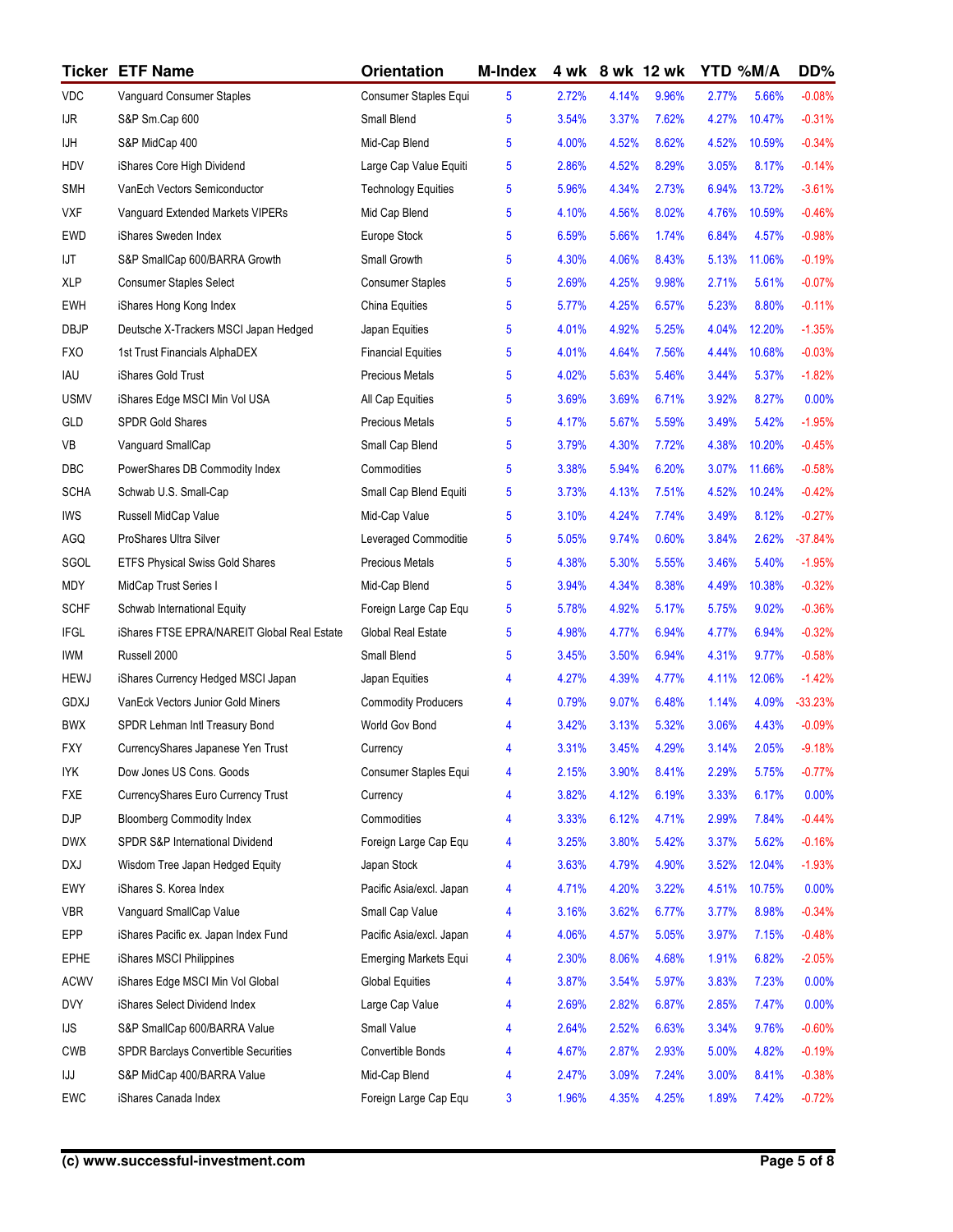| Ticker | ETF Name | Orientation | M-Index | 4 wk | 8 wk | 12 wk | YTD | %M/A | DD% |
|---|---|---|---|---|---|---|---|---|---|
| VDC | Vanguard Consumer Staples | Consumer Staples Equi | 5 | 2.72% | 4.14% | 9.96% | 2.77% | 5.66% | -0.08% |
| IJR | S&P Sm.Cap 600 | Small Blend | 5 | 3.54% | 3.37% | 7.62% | 4.27% | 10.47% | -0.31% |
| IJH | S&P MidCap 400 | Mid-Cap Blend | 5 | 4.00% | 4.52% | 8.62% | 4.52% | 10.59% | -0.34% |
| HDV | iShares Core High Dividend | Large Cap Value Equiti | 5 | 2.86% | 4.52% | 8.29% | 3.05% | 8.17% | -0.14% |
| SMH | VanEch Vectors Semiconductor | Technology Equities | 5 | 5.96% | 4.34% | 2.73% | 6.94% | 13.72% | -3.61% |
| VXF | Vanguard Extended Markets VIPERs | Mid Cap Blend | 5 | 4.10% | 4.56% | 8.02% | 4.76% | 10.59% | -0.46% |
| EWD | iShares Sweden Index | Europe Stock | 5 | 6.59% | 5.66% | 1.74% | 6.84% | 4.57% | -0.98% |
| IJT | S&P SmallCap 600/BARRA Growth | Small Growth | 5 | 4.30% | 4.06% | 8.43% | 5.13% | 11.06% | -0.19% |
| XLP | Consumer Staples Select | Consumer Staples | 5 | 2.69% | 4.25% | 9.98% | 2.71% | 5.61% | -0.07% |
| EWH | iShares Hong Kong Index | China Equities | 5 | 5.77% | 4.25% | 6.57% | 5.23% | 8.80% | -0.11% |
| DBJP | Deutsche X-Trackers MSCI Japan Hedged | Japan Equities | 5 | 4.01% | 4.92% | 5.25% | 4.04% | 12.20% | -1.35% |
| FXO | 1st Trust Financials AlphaDEX | Financial Equities | 5 | 4.01% | 4.64% | 7.56% | 4.44% | 10.68% | -0.03% |
| IAU | iShares Gold Trust | Precious Metals | 5 | 4.02% | 5.63% | 5.46% | 3.44% | 5.37% | -1.82% |
| USMV | iShares Edge MSCI Min Vol USA | All Cap Equities | 5 | 3.69% | 3.69% | 6.71% | 3.92% | 8.27% | 0.00% |
| GLD | SPDR Gold Shares | Precious Metals | 5 | 4.17% | 5.67% | 5.59% | 3.49% | 5.42% | -1.95% |
| VB | Vanguard SmallCap | Small Cap Blend | 5 | 3.79% | 4.30% | 7.72% | 4.38% | 10.20% | -0.45% |
| DBC | PowerShares DB Commodity Index | Commodities | 5 | 3.38% | 5.94% | 6.20% | 3.07% | 11.66% | -0.58% |
| SCHA | Schwab U.S. Small-Cap | Small Cap Blend Equiti | 5 | 3.73% | 4.13% | 7.51% | 4.52% | 10.24% | -0.42% |
| IWS | Russell MidCap Value | Mid-Cap Value | 5 | 3.10% | 4.24% | 7.74% | 3.49% | 8.12% | -0.27% |
| AGQ | ProShares Ultra Silver | Leveraged Commoditie | 5 | 5.05% | 9.74% | 0.60% | 3.84% | 2.62% | -37.84% |
| SGOL | ETFS Physical Swiss Gold Shares | Precious Metals | 5 | 4.38% | 5.30% | 5.55% | 3.46% | 5.40% | -1.95% |
| MDY | MidCap Trust Series I | Mid-Cap Blend | 5 | 3.94% | 4.34% | 8.38% | 4.49% | 10.38% | -0.32% |
| SCHF | Schwab International Equity | Foreign Large Cap Equ | 5 | 5.78% | 4.92% | 5.17% | 5.75% | 9.02% | -0.36% |
| IFGL | iShares FTSE EPRA/NAREIT Global Real Estate | Global Real Estate | 5 | 4.98% | 4.77% | 6.94% | 4.77% | 6.94% | -0.32% |
| IWM | Russell 2000 | Small Blend | 5 | 3.45% | 3.50% | 6.94% | 4.31% | 9.77% | -0.58% |
| HEWJ | iShares Currency Hedged MSCI Japan | Japan Equities | 4 | 4.27% | 4.39% | 4.77% | 4.11% | 12.06% | -1.42% |
| GDXJ | VanEck Vectors Junior Gold Miners | Commodity Producers | 4 | 0.79% | 9.07% | 6.48% | 1.14% | 4.09% | -33.23% |
| BWX | SPDR Lehman Intl Treasury Bond | World Gov Bond | 4 | 3.42% | 3.13% | 5.32% | 3.06% | 4.43% | -0.09% |
| FXY | CurrencyShares Japanese Yen Trust | Currency | 4 | 3.31% | 3.45% | 4.29% | 3.14% | 2.05% | -9.18% |
| IYK | Dow Jones US Cons. Goods | Consumer Staples Equi | 4 | 2.15% | 3.90% | 8.41% | 2.29% | 5.75% | -0.77% |
| FXE | CurrencyShares Euro Currency Trust | Currency | 4 | 3.82% | 4.12% | 6.19% | 3.33% | 6.17% | 0.00% |
| DJP | Bloomberg Commodity Index | Commodities | 4 | 3.33% | 6.12% | 4.71% | 2.99% | 7.84% | -0.44% |
| DWX | SPDR S&P International Dividend | Foreign Large Cap Equ | 4 | 3.25% | 3.80% | 5.42% | 3.37% | 5.62% | -0.16% |
| DXJ | Wisdom Tree Japan Hedged Equity | Japan Stock | 4 | 3.63% | 4.79% | 4.90% | 3.52% | 12.04% | -1.93% |
| EWY | iShares S. Korea Index | Pacific Asia/excl. Japan | 4 | 4.71% | 4.20% | 3.22% | 4.51% | 10.75% | 0.00% |
| VBR | Vanguard SmallCap Value | Small Cap Value | 4 | 3.16% | 3.62% | 6.77% | 3.77% | 8.98% | -0.34% |
| EPP | iShares Pacific ex. Japan Index Fund | Pacific Asia/excl. Japan | 4 | 4.06% | 4.57% | 5.05% | 3.97% | 7.15% | -0.48% |
| EPHE | iShares MSCI Philippines | Emerging Markets Equi | 4 | 2.30% | 8.06% | 4.68% | 1.91% | 6.82% | -2.05% |
| ACWV | iShares Edge MSCI Min Vol Global | Global Equities | 4 | 3.87% | 3.54% | 5.97% | 3.83% | 7.23% | 0.00% |
| DVY | iShares Select Dividend Index | Large Cap Value | 4 | 2.69% | 2.82% | 6.87% | 2.85% | 7.47% | 0.00% |
| IJS | S&P SmallCap 600/BARRA Value | Small Value | 4 | 2.64% | 2.52% | 6.63% | 3.34% | 9.76% | -0.60% |
| CWB | SPDR Barclays Convertible Securities | Convertible Bonds | 4 | 4.67% | 2.87% | 2.93% | 5.00% | 4.82% | -0.19% |
| IJJ | S&P MidCap 400/BARRA Value | Mid-Cap Blend | 4 | 2.47% | 3.09% | 7.24% | 3.00% | 8.41% | -0.38% |
| EWC | iShares Canada Index | Foreign Large Cap Equ | 3 | 1.96% | 4.35% | 4.25% | 1.89% | 7.42% | -0.72% |

**(c) www.successful-investment.com**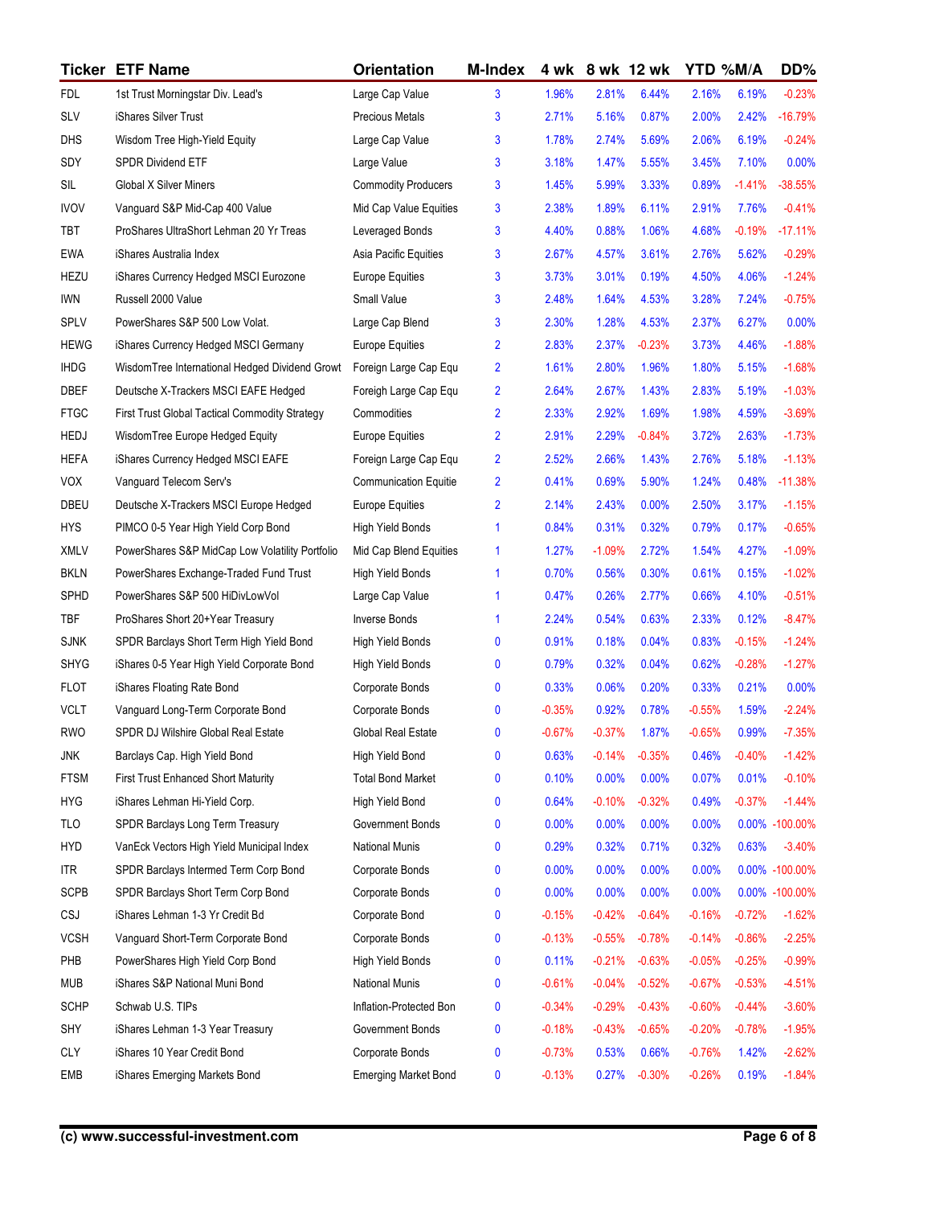| Ticker | ETF Name | Orientation | M-Index | 4 wk | 8 wk | 12 wk | YTD | %M/A | DD% |
|---|---|---|---|---|---|---|---|---|---|
| FDL | 1st Trust Morningstar Div. Lead's | Large Cap Value | 3 | 1.96% | 2.81% | 6.44% | 2.16% | 6.19% | -0.23% |
| SLV | iShares Silver Trust | Precious Metals | 3 | 2.71% | 5.16% | 0.87% | 2.00% | 2.42% | -16.79% |
| DHS | Wisdom Tree High-Yield Equity | Large Cap Value | 3 | 1.78% | 2.74% | 5.69% | 2.06% | 6.19% | -0.24% |
| SDY | SPDR Dividend ETF | Large Value | 3 | 3.18% | 1.47% | 5.55% | 3.45% | 7.10% | 0.00% |
| SIL | Global X Silver Miners | Commodity Producers | 3 | 1.45% | 5.99% | 3.33% | 0.89% | -1.41% | -38.55% |
| IVOV | Vanguard S&P Mid-Cap 400 Value | Mid Cap Value Equities | 3 | 2.38% | 1.89% | 6.11% | 2.91% | 7.76% | -0.41% |
| TBT | ProShares UltraShort Lehman 20 Yr Treas | Leveraged Bonds | 3 | 4.40% | 0.88% | 1.06% | 4.68% | -0.19% | -17.11% |
| EWA | iShares Australia Index | Asia Pacific Equities | 3 | 2.67% | 4.57% | 3.61% | 2.76% | 5.62% | -0.29% |
| HEZU | iShares Currency Hedged MSCI Eurozone | Europe Equities | 3 | 3.73% | 3.01% | 0.19% | 4.50% | 4.06% | -1.24% |
| IWN | Russell 2000 Value | Small Value | 3 | 2.48% | 1.64% | 4.53% | 3.28% | 7.24% | -0.75% |
| SPLV | PowerShares S&P 500 Low Volat. | Large Cap Blend | 3 | 2.30% | 1.28% | 4.53% | 2.37% | 6.27% | 0.00% |
| HEWG | iShares Currency Hedged MSCI Germany | Europe Equities | 2 | 2.83% | 2.37% | -0.23% | 3.73% | 4.46% | -1.88% |
| IHDG | WisdomTree International Hedged Dividend Growt | Foreign Large Cap Equ | 2 | 1.61% | 2.80% | 1.96% | 1.80% | 5.15% | -1.68% |
| DBEF | Deutsche X-Trackers MSCI EAFE Hedged | Foreign Large Cap Equ | 2 | 2.64% | 2.67% | 1.43% | 2.83% | 5.19% | -1.03% |
| FTGC | First Trust Global Tactical Commodity Strategy | Commodities | 2 | 2.33% | 2.92% | 1.69% | 1.98% | 4.59% | -3.69% |
| HEDJ | WisdomTree Europe Hedged Equity | Europe Equities | 2 | 2.91% | 2.29% | -0.84% | 3.72% | 2.63% | -1.73% |
| HEFA | iShares Currency Hedged MSCI EAFE | Foreign Large Cap Equ | 2 | 2.52% | 2.66% | 1.43% | 2.76% | 5.18% | -1.13% |
| VOX | Vanguard Telecom Serv's | Communication Equitie | 2 | 0.41% | 0.69% | 5.90% | 1.24% | 0.48% | -11.38% |
| DBEU | Deutsche X-Trackers MSCI Europe Hedged | Europe Equities | 2 | 2.14% | 2.43% | 0.00% | 2.50% | 3.17% | -1.15% |
| HYS | PIMCO 0-5 Year High Yield Corp Bond | High Yield Bonds | 1 | 0.84% | 0.31% | 0.32% | 0.79% | 0.17% | -0.65% |
| XMLV | PowerShares S&P MidCap Low Volatility Portfolio | Mid Cap Blend Equities | 1 | 1.27% | -1.09% | 2.72% | 1.54% | 4.27% | -1.09% |
| BKLN | PowerShares Exchange-Traded Fund Trust | High Yield Bonds | 1 | 0.70% | 0.56% | 0.30% | 0.61% | 0.15% | -1.02% |
| SPHD | PowerShares S&P 500 HiDivLowVol | Large Cap Value | 1 | 0.47% | 0.26% | 2.77% | 0.66% | 4.10% | -0.51% |
| TBF | ProShares Short 20+Year Treasury | Inverse Bonds | 1 | 2.24% | 0.54% | 0.63% | 2.33% | 0.12% | -8.47% |
| SJNK | SPDR Barclays Short Term High Yield Bond | High Yield Bonds | 0 | 0.91% | 0.18% | 0.04% | 0.83% | -0.15% | -1.24% |
| SHYG | iShares 0-5 Year High Yield Corporate Bond | High Yield Bonds | 0 | 0.79% | 0.32% | 0.04% | 0.62% | -0.28% | -1.27% |
| FLOT | iShares Floating Rate Bond | Corporate Bonds | 0 | 0.33% | 0.06% | 0.20% | 0.33% | 0.21% | 0.00% |
| VCLT | Vanguard Long-Term Corporate Bond | Corporate Bonds | 0 | -0.35% | 0.92% | 0.78% | -0.55% | 1.59% | -2.24% |
| RWO | SPDR DJ Wilshire Global Real Estate | Global Real Estate | 0 | -0.67% | -0.37% | 1.87% | -0.65% | 0.99% | -7.35% |
| JNK | Barclays Cap. High Yield Bond | High Yield Bond | 0 | 0.63% | -0.14% | -0.35% | 0.46% | -0.40% | -1.42% |
| FTSM | First Trust Enhanced Short Maturity | Total Bond Market | 0 | 0.10% | 0.00% | 0.00% | 0.07% | 0.01% | -0.10% |
| HYG | iShares Lehman Hi-Yield Corp. | High Yield Bond | 0 | 0.64% | -0.10% | -0.32% | 0.49% | -0.37% | -1.44% |
| TLO | SPDR Barclays Long Term Treasury | Government Bonds | 0 | 0.00% | 0.00% | 0.00% | 0.00% | 0.00% | -100.00% |
| HYD | VanEck Vectors High Yield Municipal Index | National Munis | 0 | 0.29% | 0.32% | 0.71% | 0.32% | 0.63% | -3.40% |
| ITR | SPDR Barclays Intermed Term Corp Bond | Corporate Bonds | 0 | 0.00% | 0.00% | 0.00% | 0.00% | 0.00% | -100.00% |
| SCPB | SPDR Barclays Short Term Corp Bond | Corporate Bonds | 0 | 0.00% | 0.00% | 0.00% | 0.00% | 0.00% | -100.00% |
| CSJ | iShares Lehman 1-3 Yr Credit Bd | Corporate Bond | 0 | -0.15% | -0.42% | -0.64% | -0.16% | -0.72% | -1.62% |
| VCSH | Vanguard Short-Term Corporate Bond | Corporate Bonds | 0 | -0.13% | -0.55% | -0.78% | -0.14% | -0.86% | -2.25% |
| PHB | PowerShares High Yield Corp Bond | High Yield Bonds | 0 | 0.11% | -0.21% | -0.63% | -0.05% | -0.25% | -0.99% |
| MUB | iShares S&P National Muni Bond | National Munis | 0 | -0.61% | -0.04% | -0.52% | -0.67% | -0.53% | -4.51% |
| SCHP | Schwab U.S. TIPs | Inflation-Protected Bon | 0 | -0.34% | -0.29% | -0.43% | -0.60% | -0.44% | -3.60% |
| SHY | iShares Lehman 1-3 Year Treasury | Government Bonds | 0 | -0.18% | -0.43% | -0.65% | -0.20% | -0.78% | -1.95% |
| CLY | iShares 10 Year Credit Bond | Corporate Bonds | 0 | -0.73% | 0.53% | 0.66% | -0.76% | 1.42% | -2.62% |
| EMB | iShares Emerging Markets Bond | Emerging Market Bond | 0 | -0.13% | 0.27% | -0.30% | -0.26% | 0.19% | -1.84% |

**(c) www.successful-investment.com**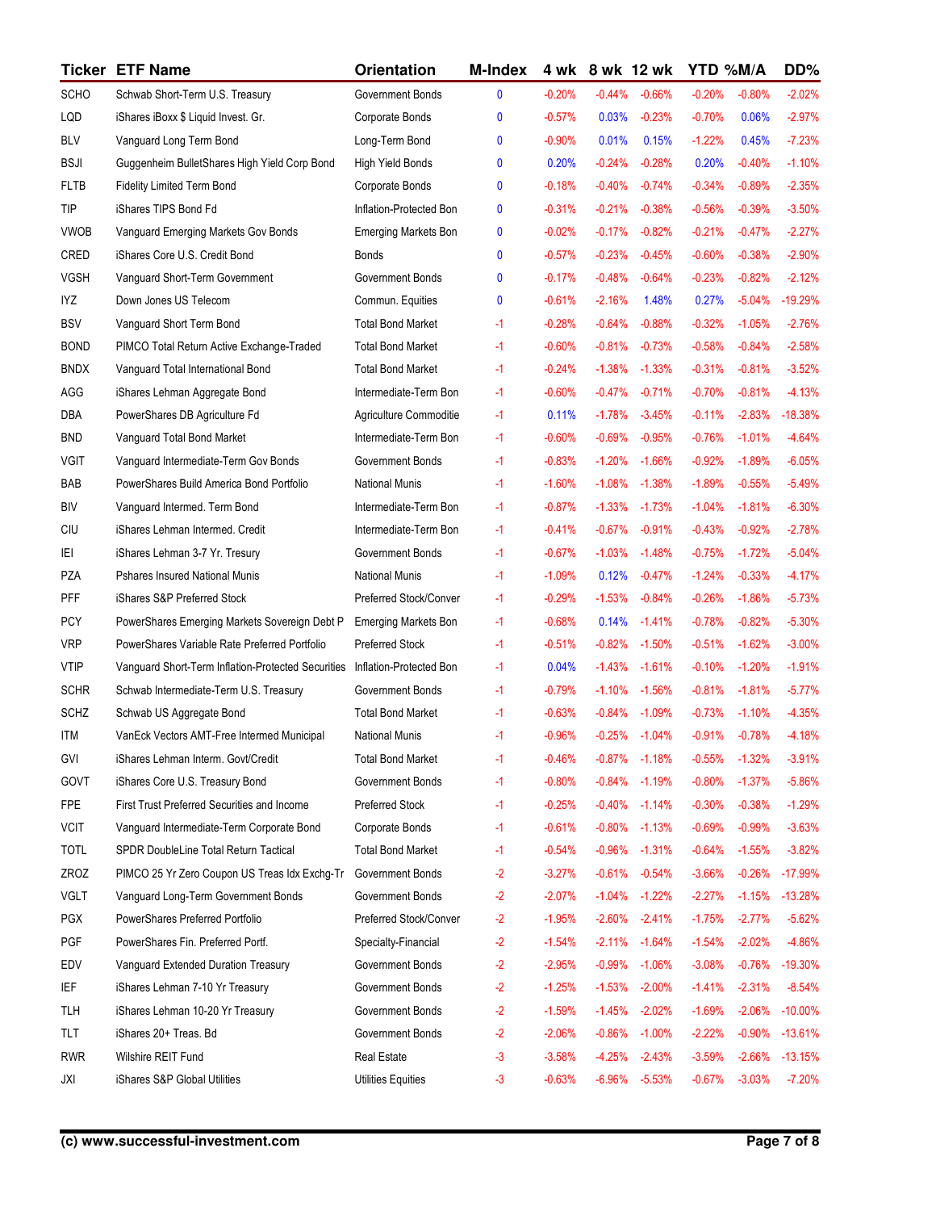| Ticker | ETF Name | Orientation | M-Index | 4 wk | 8 wk | 12 wk | YTD | %M/A | DD% |
|---|---|---|---|---|---|---|---|---|---|
| SCHO | Schwab Short-Term U.S. Treasury | Government Bonds | 0 | -0.20% | -0.44% | -0.66% | -0.20% | -0.80% | -2.02% |
| LQD | iShares iBoxx $ Liquid Invest. Gr. | Corporate Bonds | 0 | -0.57% | 0.03% | -0.23% | -0.70% | 0.06% | -2.97% |
| BLV | Vanguard Long Term Bond | Long-Term Bond | 0 | -0.90% | 0.01% | 0.15% | -1.22% | 0.45% | -7.23% |
| BSJI | Guggenheim BulletShares High Yield Corp Bond | High Yield Bonds | 0 | 0.20% | -0.24% | -0.28% | 0.20% | -0.40% | -1.10% |
| FLTB | Fidelity Limited Term Bond | Corporate Bonds | 0 | -0.18% | -0.40% | -0.74% | -0.34% | -0.89% | -2.35% |
| TIP | iShares TIPS Bond Fd | Inflation-Protected Bon | 0 | -0.31% | -0.21% | -0.38% | -0.56% | -0.39% | -3.50% |
| VWOB | Vanguard Emerging Markets Gov Bonds | Emerging Markets Bon | 0 | -0.02% | -0.17% | -0.82% | -0.21% | -0.47% | -2.27% |
| CRED | iShares Core U.S. Credit Bond | Bonds | 0 | -0.57% | -0.23% | -0.45% | -0.60% | -0.38% | -2.90% |
| VGSH | Vanguard Short-Term Government | Government Bonds | 0 | -0.17% | -0.48% | -0.64% | -0.23% | -0.82% | -2.12% |
| IYZ | Down Jones US Telecom | Commun. Equities | 0 | -0.61% | -2.16% | 1.48% | 0.27% | -5.04% | -19.29% |
| BSV | Vanguard Short Term Bond | Total Bond Market | -1 | -0.28% | -0.64% | -0.88% | -0.32% | -1.05% | -2.76% |
| BOND | PIMCO Total Return Active Exchange-Traded | Total Bond Market | -1 | -0.60% | -0.81% | -0.73% | -0.58% | -0.84% | -2.58% |
| BNDX | Vanguard Total International Bond | Total Bond Market | -1 | -0.24% | -1.38% | -1.33% | -0.31% | -0.81% | -3.52% |
| AGG | iShares Lehman Aggregate Bond | Intermediate-Term Bon | -1 | -0.60% | -0.47% | -0.71% | -0.70% | -0.81% | -4.13% |
| DBA | PowerShares DB Agriculture Fd | Agriculture Commoditie | -1 | 0.11% | -1.78% | -3.45% | -0.11% | -2.83% | -18.38% |
| BND | Vanguard Total Bond Market | Intermediate-Term Bon | -1 | -0.60% | -0.69% | -0.95% | -0.76% | -1.01% | -4.64% |
| VGIT | Vanguard Intermediate-Term Gov Bonds | Government Bonds | -1 | -0.83% | -1.20% | -1.66% | -0.92% | -1.89% | -6.05% |
| BAB | PowerShares Build America Bond Portfolio | National Munis | -1 | -1.60% | -1.08% | -1.38% | -1.89% | -0.55% | -5.49% |
| BIV | Vanguard Intermed. Term Bond | Intermediate-Term Bon | -1 | -0.87% | -1.33% | -1.73% | -1.04% | -1.81% | -6.30% |
| CIU | iShares Lehman Intermed. Credit | Intermediate-Term Bon | -1 | -0.41% | -0.67% | -0.91% | -0.43% | -0.92% | -2.78% |
| IEI | iShares Lehman 3-7 Yr. Tresury | Government Bonds | -1 | -0.67% | -1.03% | -1.48% | -0.75% | -1.72% | -5.04% |
| PZA | Pshares Insured National Munis | National Munis | -1 | -1.09% | 0.12% | -0.47% | -1.24% | -0.33% | -4.17% |
| PFF | iShares S&P Preferred Stock | Preferred Stock/Conver | -1 | -0.29% | -1.53% | -0.84% | -0.26% | -1.86% | -5.73% |
| PCY | PowerShares Emerging Markets Sovereign Debt P | Emerging Markets Bon | -1 | -0.68% | 0.14% | -1.41% | -0.78% | -0.82% | -5.30% |
| VRP | PowerShares Variable Rate Preferred Portfolio | Preferred Stock | -1 | -0.51% | -0.82% | -1.50% | -0.51% | -1.62% | -3.00% |
| VTIP | Vanguard Short-Term Inflation-Protected Securities | Inflation-Protected Bon | -1 | 0.04% | -1.43% | -1.61% | -0.10% | -1.20% | -1.91% |
| SCHR | Schwab Intermediate-Term U.S. Treasury | Government Bonds | -1 | -0.79% | -1.10% | -1.56% | -0.81% | -1.81% | -5.77% |
| SCHZ | Schwab US Aggregate Bond | Total Bond Market | -1 | -0.63% | -0.84% | -1.09% | -0.73% | -1.10% | -4.35% |
| ITM | VanEck Vectors AMT-Free Intermed Municipal | National Munis | -1 | -0.96% | -0.25% | -1.04% | -0.91% | -0.78% | -4.18% |
| GVI | iShares Lehman Interm. Govt/Credit | Total Bond Market | -1 | -0.46% | -0.87% | -1.18% | -0.55% | -1.32% | -3.91% |
| GOVT | iShares Core U.S. Treasury Bond | Government Bonds | -1 | -0.80% | -0.84% | -1.19% | -0.80% | -1.37% | -5.86% |
| FPE | First Trust Preferred Securities and Income | Preferred Stock | -1 | -0.25% | -0.40% | -1.14% | -0.30% | -0.38% | -1.29% |
| VCIT | Vanguard Intermediate-Term Corporate Bond | Corporate Bonds | -1 | -0.61% | -0.80% | -1.13% | -0.69% | -0.99% | -3.63% |
| TOTL | SPDR DoubleLine Total Return Tactical | Total Bond Market | -1 | -0.54% | -0.96% | -1.31% | -0.64% | -1.55% | -3.82% |
| ZROZ | PIMCO 25 Yr Zero Coupon US Treas Idx Exchg-Tr | Government Bonds | -2 | -3.27% | -0.61% | -0.54% | -3.66% | -0.26% | -17.99% |
| VGLT | Vanguard Long-Term Government Bonds | Government Bonds | -2 | -2.07% | -1.04% | -1.22% | -2.27% | -1.15% | -13.28% |
| PGX | PowerShares Preferred Portfolio | Preferred Stock/Conver | -2 | -1.95% | -2.60% | -2.41% | -1.75% | -2.77% | -5.62% |
| PGF | PowerShares Fin. Preferred Portf. | Specialty-Financial | -2 | -1.54% | -2.11% | -1.64% | -1.54% | -2.02% | -4.86% |
| EDV | Vanguard Extended Duration Treasury | Government Bonds | -2 | -2.95% | -0.99% | -1.06% | -3.08% | -0.76% | -19.30% |
| IEF | iShares Lehman 7-10 Yr Treasury | Government Bonds | -2 | -1.25% | -1.53% | -2.00% | -1.41% | -2.31% | -8.54% |
| TLH | iShares Lehman 10-20 Yr Treasury | Government Bonds | -2 | -1.59% | -1.45% | -2.02% | -1.69% | -2.06% | -10.00% |
| TLT | iShares 20+ Treas. Bd | Government Bonds | -2 | -2.06% | -0.86% | -1.00% | -2.22% | -0.90% | -13.61% |
| RWR | Wilshire REIT Fund | Real Estate | -3 | -3.58% | -4.25% | -2.43% | -3.59% | -2.66% | -13.15% |
| JXI | iShares S&P Global Utilities | Utilities Equities | -3 | -0.63% | -6.96% | -5.53% | -0.67% | -3.03% | -7.20% |

**(c) www.successful-investment.com**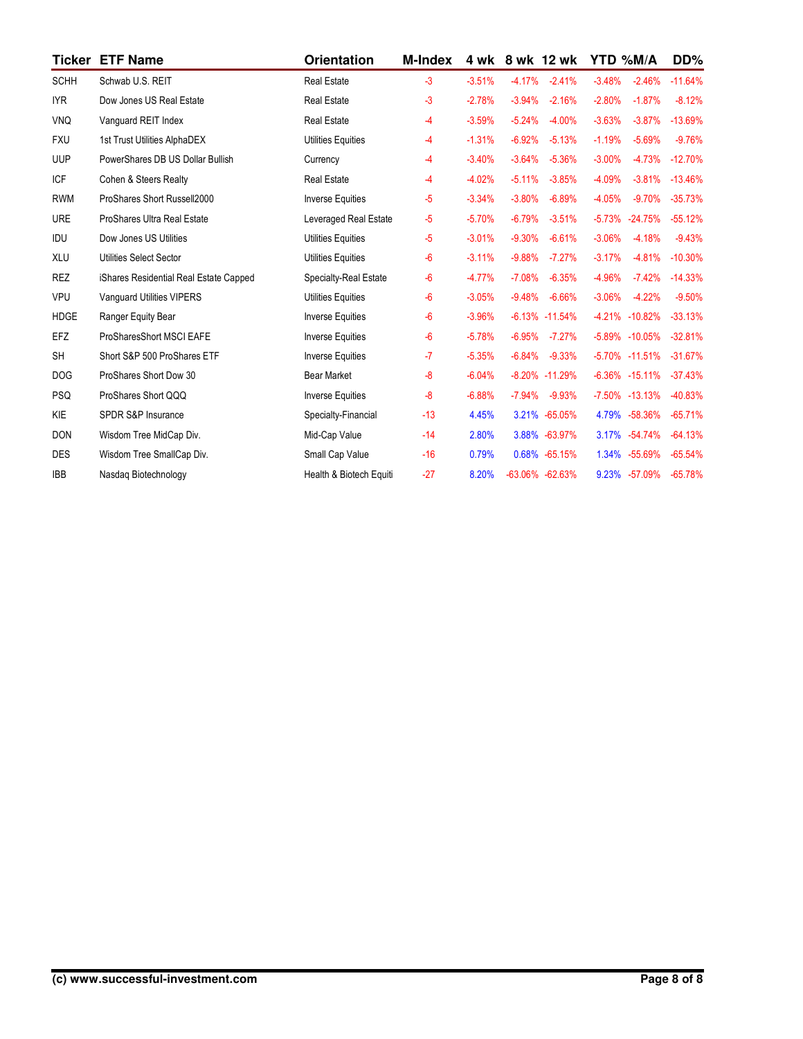| Ticker | ETF Name | Orientation | M-Index | 4 wk | 8 wk | 12 wk | YTD | %M/A | DD% |
|---|---|---|---|---|---|---|---|---|---|
| SCHH | Schwab U.S. REIT | Real Estate | -3 | -3.51% | -4.17% | -2.41% | -3.48% | -2.46% | -11.64% |
| IYR | Dow Jones US Real Estate | Real Estate | -3 | -2.78% | -3.94% | -2.16% | -2.80% | -1.87% | -8.12% |
| VNQ | Vanguard REIT Index | Real Estate | -4 | -3.59% | -5.24% | -4.00% | -3.63% | -3.87% | -13.69% |
| FXU | 1st Trust Utilities AlphaDEX | Utilities Equities | -4 | -1.31% | -6.92% | -5.13% | -1.19% | -5.69% | -9.76% |
| UUP | PowerShares DB US Dollar Bullish | Currency | -4 | -3.40% | -3.64% | -5.36% | -3.00% | -4.73% | -12.70% |
| ICF | Cohen & Steers Realty | Real Estate | -4 | -4.02% | -5.11% | -3.85% | -4.09% | -3.81% | -13.46% |
| RWM | ProShares Short Russell2000 | Inverse Equities | -5 | -3.34% | -3.80% | -6.89% | -4.05% | -9.70% | -35.73% |
| URE | ProShares Ultra Real Estate | Leveraged Real Estate | -5 | -5.70% | -6.79% | -3.51% | -5.73% | -24.75% | -55.12% |
| IDU | Dow Jones US Utilities | Utilities Equities | -5 | -3.01% | -9.30% | -6.61% | -3.06% | -4.18% | -9.43% |
| XLU | Utilities Select Sector | Utilities Equities | -6 | -3.11% | -9.88% | -7.27% | -3.17% | -4.81% | -10.30% |
| REZ | iShares Residential Real Estate Capped | Specialty-Real Estate | -6 | -4.77% | -7.08% | -6.35% | -4.96% | -7.42% | -14.33% |
| VPU | Vanguard Utilities VIPERS | Utilities Equities | -6 | -3.05% | -9.48% | -6.66% | -3.06% | -4.22% | -9.50% |
| HDGE | Ranger Equity Bear | Inverse Equities | -6 | -3.96% | -6.13% | -11.54% | -4.21% | -10.82% | -33.13% |
| EFZ | ProSharesShort MSCI EAFE | Inverse Equities | -6 | -5.78% | -6.95% | -7.27% | -5.89% | -10.05% | -32.81% |
| SH | Short S&P 500 ProShares ETF | Inverse Equities | -7 | -5.35% | -6.84% | -9.33% | -5.70% | -11.51% | -31.67% |
| DOG | ProShares Short Dow 30 | Bear Market | -8 | -6.04% | -8.20% | -11.29% | -6.36% | -15.11% | -37.43% |
| PSQ | ProShares Short QQQ | Inverse Equities | -8 | -6.88% | -7.94% | -9.93% | -7.50% | -13.13% | -40.83% |
| KIE | SPDR S&P Insurance | Specialty-Financial | -13 | 4.45% | 3.21% | -65.05% | 4.79% | -58.36% | -65.71% |
| DON | Wisdom Tree MidCap Div. | Mid-Cap Value | -14 | 2.80% | 3.88% | -63.97% | 3.17% | -54.74% | -64.13% |
| DES | Wisdom Tree SmallCap Div. | Small Cap Value | -16 | 0.79% | 0.68% | -65.15% | 1.34% | -55.69% | -65.54% |
| IBB | Nasdaq Biotechnology | Health & Biotech Equiti | -27 | 8.20% | -63.06% | -62.63% | 9.23% | -57.09% | -65.78% |

(c) www.successful-investment.com